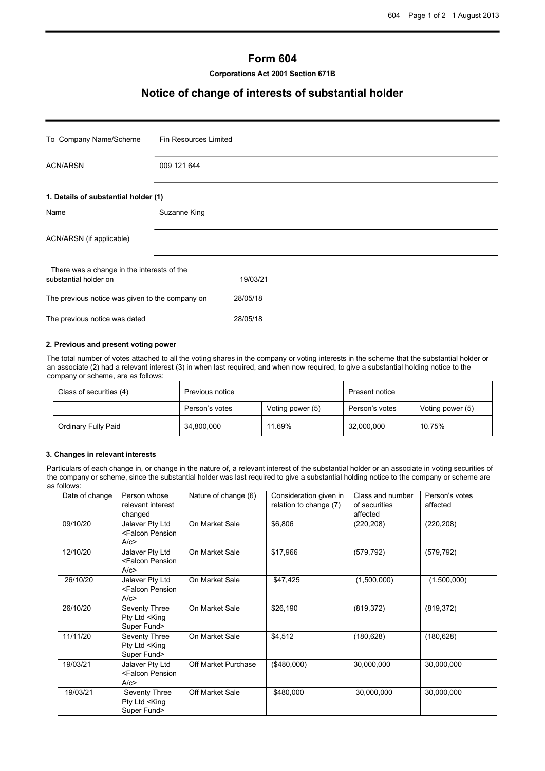# Form 604

**Corporations Act 2001 Section 671B**

## Notice of change of interests of substantial holder

| | |
|---|---|
| To Company Name/Scheme | Fin Resources Limited |
| ACN/ARSN | 009 121 644 |

### 1. Details of substantial holder (1)

| | |
|---|---|
| Name | Suzanne King |
| ACN/ARSN (if applicable) | |

| | |
|---|---|
| There was a change in the interests of the substantial holder on | 19/03/21 |
| The previous notice was given to the company on | 28/05/18 |
| The previous notice was dated | 28/05/18 |

### 2. Previous and present voting power

The total number of votes attached to all the voting shares in the company or voting interests in the scheme that the substantial holder or an associate (2) had a relevant interest (3) in when last required, and when now required, to give a substantial holding notice to the company or scheme, are as follows:

| Class of securities (4) | Previous notice | | Present notice | |
|---|---|---|---|---|
| | Person's votes | Voting power (5) | Person's votes | Voting power (5) |
| Ordinary Fully Paid | 34,800,000 | 11.69% | 32,000,000 | 10.75% |

### 3. Changes in relevant interests

Particulars of each change in, or change in the nature of, a relevant interest of the substantial holder or an associate in voting securities of the company or scheme, since the substantial holder was last required to give a substantial holding notice to the company or scheme are as follows:

| Date of change | Person whose relevant interest changed | Nature of change (6) | Consideration given in relation to change (7) | Class and number of securities affected | Person's votes affected |
|---|---|---|---|---|---|
| 09/10/20 | Jalaver Pty Ltd <Falcon Pension A/c> | On Market Sale | $6,806 | (220,208) | (220,208) |
| 12/10/20 | Jalaver Pty Ltd <Falcon Pension A/c> | On Market Sale | $17,966 | (579,792) | (579,792) |
| 26/10/20 | Jalaver Pty Ltd <Falcon Pension A/c> | On Market Sale | $47,425 | (1,500,000) | (1,500,000) |
| 26/10/20 | Seventy Three Pty Ltd <King Super Fund> | On Market Sale | $26,190 | (819,372) | (819,372) |
| 11/11/20 | Seventy Three Pty Ltd <King Super Fund> | On Market Sale | $4,512 | (180,628) | (180,628) |
| 19/03/21 | Jalaver Pty Ltd <Falcon Pension A/c> | Off Market Purchase | ($480,000) | 30,000,000 | 30,000,000 |
| 19/03/21 | Seventy Three Pty Ltd <King Super Fund> | Off Market Sale | $480,000 | 30,000,000 | 30,000,000 |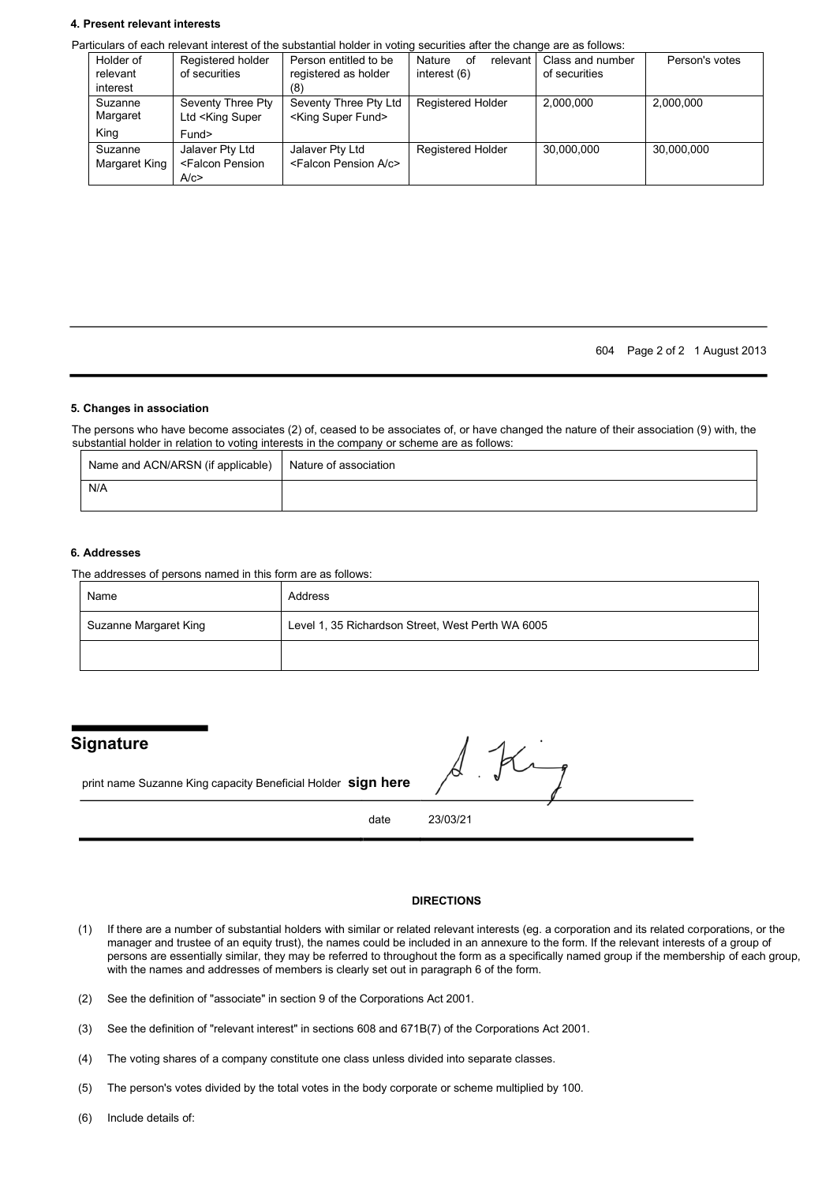#### 4. Present relevant interests

Particulars of each relevant interest of the substantial holder in voting securities after the change are as follows:

| Holder of relevant interest | Registered holder of securities | Person entitled to be registered as holder (8) | Nature of relevant interest (6) | Class and number of securities | Person's votes |
|---|---|---|---|---|---|
| Suzanne Margaret King | Seventy Three Pty Ltd <King Super Fund> | Seventy Three Pty Ltd <King Super Fund> | Registered Holder | 2,000,000 | 2,000,000 |
| Suzanne Margaret King | Jalaver Pty Ltd <Falcon Pension A/c> | Jalaver Pty Ltd <Falcon Pension A/c> | Registered Holder | 30,000,000 | 30,000,000 |

604 Page 2 of 2 1 August 2013

#### 5. Changes in association

The persons who have become associates (2) of, ceased to be associates of, or have changed the nature of their association (9) with, the substantial holder in relation to voting interests in the company or scheme are as follows:

| Name and ACN/ARSN (if applicable) | Nature of association |
|---|---|
| N/A | |

#### 6. Addresses

The addresses of persons named in this form are as follows:

| Name | Address |
|---|---|
| Suzanne Margaret King | Level 1, 35 Richardson Street, West Perth WA 6005 |
| | |

## Signature

print name Suzanne King capacity Beneficial Holder **sign here** S. King

date 23/03/21

**DIRECTIONS**

(1) If there are a number of substantial holders with similar or related relevant interests (eg. a corporation and its related corporations, or the manager and trustee of an equity trust), the names could be included in an annexure to the form. If the relevant interests of a group of persons are essentially similar, they may be referred to throughout the form as a specifically named group if the membership of each group, with the names and addresses of members is clearly set out in paragraph 6 of the form.

(2) See the definition of "associate" in section 9 of the Corporations Act 2001.

(3) See the definition of "relevant interest" in sections 608 and 671B(7) of the Corporations Act 2001.

(4) The voting shares of a company constitute one class unless divided into separate classes.

(5) The person's votes divided by the total votes in the body corporate or scheme multiplied by 100.

(6) Include details of: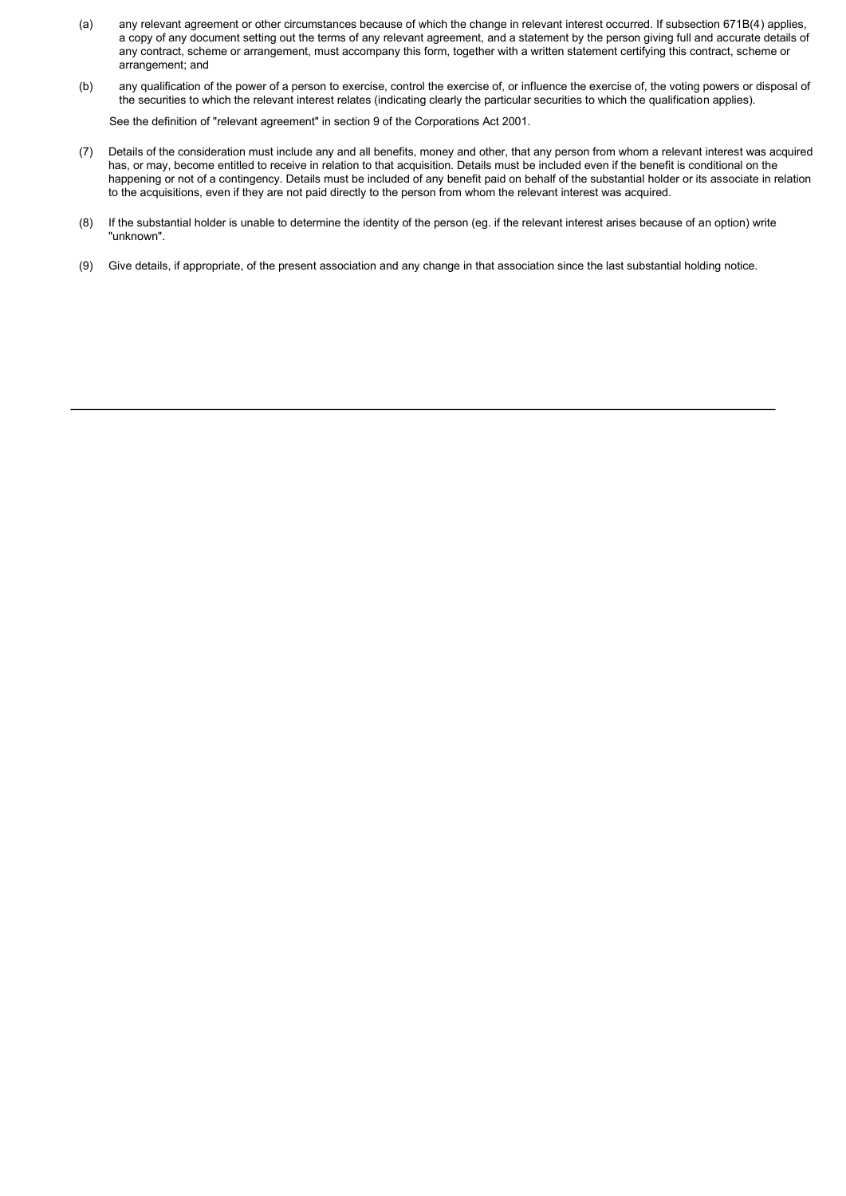(a) any relevant agreement or other circumstances because of which the change in relevant interest occurred. If subsection 671B(4) applies, a copy of any document setting out the terms of any relevant agreement, and a statement by the person giving full and accurate details of any contract, scheme or arrangement, must accompany this form, together with a written statement certifying this contract, scheme or arrangement; and

(b) any qualification of the power of a person to exercise, control the exercise of, or influence the exercise of, the voting powers or disposal of the securities to which the relevant interest relates (indicating clearly the particular securities to which the qualification applies).

See the definition of "relevant agreement" in section 9 of the Corporations Act 2001.

(7) Details of the consideration must include any and all benefits, money and other, that any person from whom a relevant interest was acquired has, or may, become entitled to receive in relation to that acquisition. Details must be included even if the benefit is conditional on the happening or not of a contingency. Details must be included of any benefit paid on behalf of the substantial holder or its associate in relation to the acquisitions, even if they are not paid directly to the person from whom the relevant interest was acquired.

(8) If the substantial holder is unable to determine the identity of the person (eg. if the relevant interest arises because of an option) write "unknown".

(9) Give details, if appropriate, of the present association and any change in that association since the last substantial holding notice.